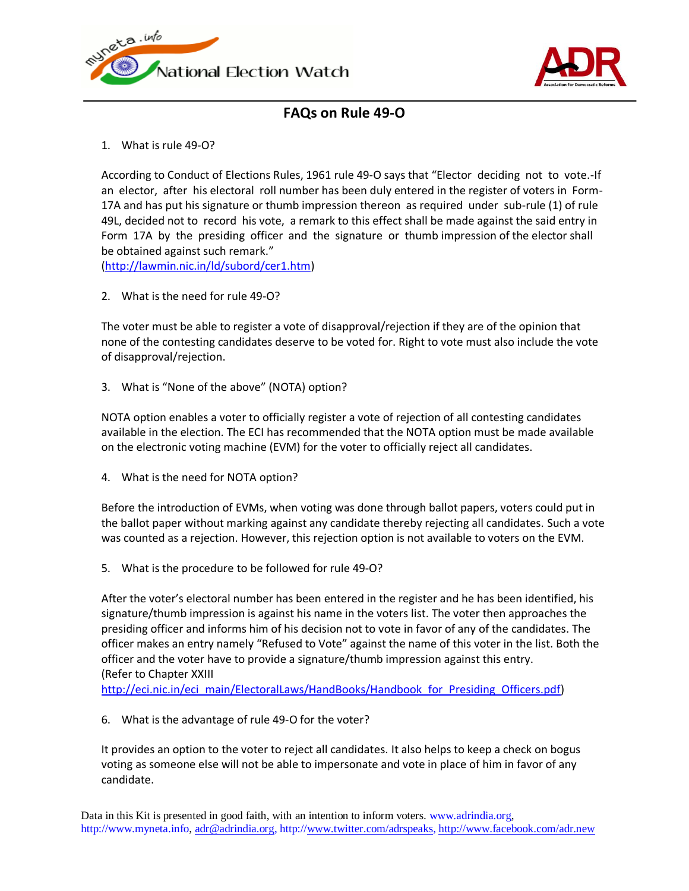# FAQs on Rule 49-O

1. What is rule 49-O?

According to Conduct of Elections Rules, 1961 rule 49-O says that "Elector deciding not to vote.-If an elector, after his electoral roll number has been duly entered in the register of voters in Form-17A and has put his signature or thumb impression thereon as required under sub-rule (1) of rule 49L, decided not to record his vote, a remark to this effect shall be made against the said entry in Form 17A by the presiding officer and the signature or thumb impression of the elector shall be obtained against such remark."
(http://lawmin.nic.in/ld/subord/cer1.htm)

2. What is the need for rule 49-O?

The voter must be able to register a vote of disapproval/rejection if they are of the opinion that none of the contesting candidates deserve to be voted for. Right to vote must also include the vote of disapproval/rejection.

3. What is "None of the above" (NOTA) option?

NOTA option enables a voter to officially register a vote of rejection of all contesting candidates available in the election. The ECI has recommended that the NOTA option must be made available on the electronic voting machine (EVM) for the voter to officially reject all candidates.

4. What is the need for NOTA option?

Before the introduction of EVMs, when voting was done through ballot papers, voters could put in the ballot paper without marking against any candidate thereby rejecting all candidates. Such a vote was counted as a rejection. However, this rejection option is not available to voters on the EVM.

5. What is the procedure to be followed for rule 49-O?

After the voter's electoral number has been entered in the register and he has been identified, his signature/thumb impression is against his name in the voters list. The voter then approaches the presiding officer and informs him of his decision not to vote in favor of any of the candidates. The officer makes an entry namely "Refused to Vote" against the name of this voter in the list. Both the officer and the voter have to provide a signature/thumb impression against this entry.
(Refer to Chapter XXIII http://eci.nic.in/eci_main/ElectoralLaws/HandBooks/Handbook_for_Presiding_Officers.pdf)

6. What is the advantage of rule 49-O for the voter?

It provides an option to the voter to reject all candidates. It also helps to keep a check on bogus voting as someone else will not be able to impersonate and vote in place of him in favor of any candidate.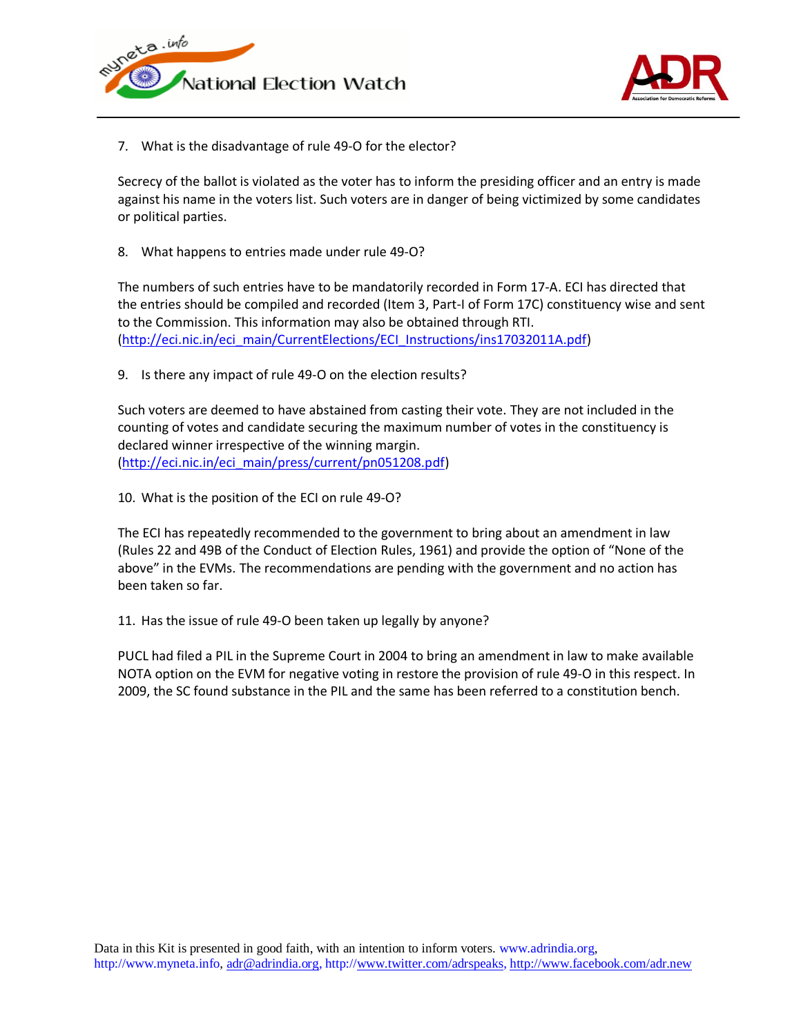7. What is the disadvantage of rule 49-O for the elector?

Secrecy of the ballot is violated as the voter has to inform the presiding officer and an entry is made against his name in the voters list. Such voters are in danger of being victimized by some candidates or political parties.

8. What happens to entries made under rule 49-O?

The numbers of such entries have to be mandatorily recorded in Form 17-A. ECI has directed that the entries should be compiled and recorded (Item 3, Part-I of Form 17C) constituency wise and sent to the Commission. This information may also be obtained through RTI. (http://eci.nic.in/eci_main/CurrentElections/ECI_Instructions/ins17032011A.pdf)

9. Is there any impact of rule 49-O on the election results?

Such voters are deemed to have abstained from casting their vote. They are not included in the counting of votes and candidate securing the maximum number of votes in the constituency is declared winner irrespective of the winning margin. (http://eci.nic.in/eci_main/press/current/pn051208.pdf)

10. What is the position of the ECI on rule 49-O?

The ECI has repeatedly recommended to the government to bring about an amendment in law (Rules 22 and 49B of the Conduct of Election Rules, 1961) and provide the option of "None of the above" in the EVMs. The recommendations are pending with the government and no action has been taken so far.

11. Has the issue of rule 49-O been taken up legally by anyone?

PUCL had filed a PIL in the Supreme Court in 2004 to bring an amendment in law to make available NOTA option on the EVM for negative voting in restore the provision of rule 49-O in this respect. In 2009, the SC found substance in the PIL and the same has been referred to a constitution bench.

Data in this Kit is presented in good faith, with an intention to inform voters. www.adrindia.org, http://www.myneta.info, adr@adrindia.org, http://www.twitter.com/adrspeaks, http://www.facebook.com/adr.new